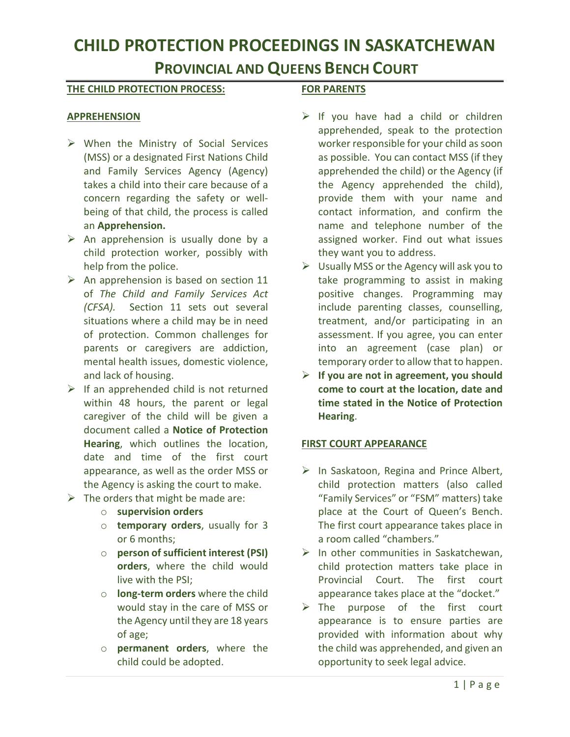# CHILD PROTECTION PROCEEDINGS IN SASKATCHEWAN

## PROVINCIAL AND QUEENS BENCH COURT

### THE CHILD PROTECTION PROCESS:

### APPREHENSION

- When the Ministry of Social Services (MSS) or a designated First Nations Child and Family Services Agency (Agency) takes a child into their care because of a concern regarding the safety or well-being of that child, the process is called an **Apprehension.**
- An apprehension is usually done by a child protection worker, possibly with help from the police.
- An apprehension is based on section 11 of *The Child and Family Services Act (CFSA).* Section 11 sets out several situations where a child may be in need of protection. Common challenges for parents or caregivers are addiction, mental health issues, domestic violence, and lack of housing.
- If an apprehended child is not returned within 48 hours, the parent or legal caregiver of the child will be given a document called a **Notice of Protection Hearing**, which outlines the location, date and time of the first court appearance, as well as the order MSS or the Agency is asking the court to make.
- The orders that might be made are:
  - **supervision orders**
  - **temporary orders**, usually for 3 or 6 months;
  - **person of sufficient interest (PSI) orders**, where the child would live with the PSI;
  - **long-term orders** where the child would stay in the care of MSS or the Agency until they are 18 years of age;
  - **permanent orders**, where the child could be adopted.

### FOR PARENTS

- If you have had a child or children apprehended, speak to the protection worker responsible for your child as soon as possible. You can contact MSS (if they apprehended the child) or the Agency (if the Agency apprehended the child), provide them with your name and contact information, and confirm the name and telephone number of the assigned worker. Find out what issues they want you to address.
- Usually MSS or the Agency will ask you to take programming to assist in making positive changes. Programming may include parenting classes, counselling, treatment, and/or participating in an assessment. If you agree, you can enter into an agreement (case plan) or temporary order to allow that to happen.
- **If you are not in agreement, you should come to court at the location, date and time stated in the Notice of Protection Hearing**.

### FIRST COURT APPEARANCE

- In Saskatoon, Regina and Prince Albert, child protection matters (also called "Family Services" or "FSM" matters) take place at the Court of Queen's Bench. The first court appearance takes place in a room called "chambers."
- In other communities in Saskatchewan, child protection matters take place in Provincial Court. The first court appearance takes place at the "docket."
- The purpose of the first court appearance is to ensure parties are provided with information about why the child was apprehended, and given an opportunity to seek legal advice.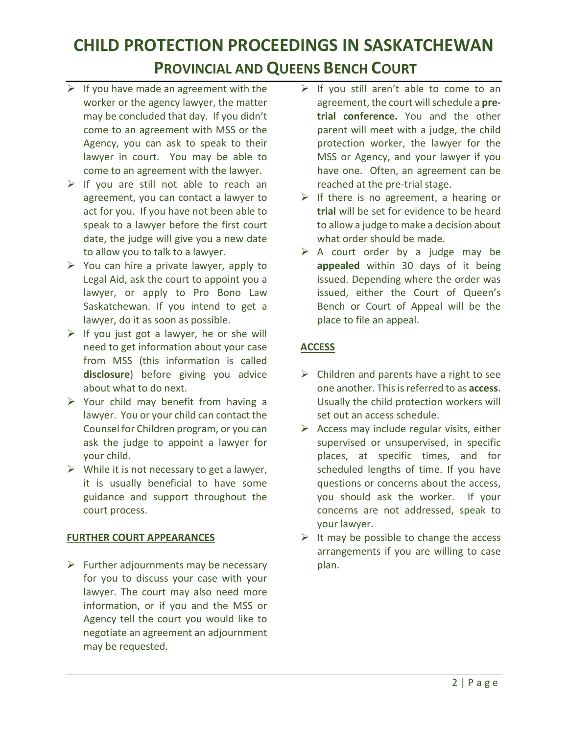# CHILD PROTECTION PROCEEDINGS IN SASKATCHEWAN

## PROVINCIAL AND QUEENS BENCH COURT

- If you have made an agreement with the worker or the agency lawyer, the matter may be concluded that day. If you didn't come to an agreement with MSS or the Agency, you can ask to speak to their lawyer in court. You may be able to come to an agreement with the lawyer.
- If you are still not able to reach an agreement, you can contact a lawyer to act for you. If you have not been able to speak to a lawyer before the first court date, the judge will give you a new date to allow you to talk to a lawyer.
- You can hire a private lawyer, apply to Legal Aid, ask the court to appoint you a lawyer, or apply to Pro Bono Law Saskatchewan. If you intend to get a lawyer, do it as soon as possible.
- If you just got a lawyer, he or she will need to get information about your case from MSS (this information is called **disclosure**) before giving you advice about what to do next.
- Your child may benefit from having a lawyer. You or your child can contact the Counsel for Children program, or you can ask the judge to appoint a lawyer for your child.
- While it is not necessary to get a lawyer, it is usually beneficial to have some guidance and support throughout the court process.

### FURTHER COURT APPEARANCES

- Further adjournments may be necessary for you to discuss your case with your lawyer. The court may also need more information, or if you and the MSS or Agency tell the court you would like to negotiate an agreement an adjournment may be requested.
- If you still aren't able to come to an agreement, the court will schedule a **pre-trial conference.** You and the other parent will meet with a judge, the child protection worker, the lawyer for the MSS or Agency, and your lawyer if you have one. Often, an agreement can be reached at the pre-trial stage.
- If there is no agreement, a hearing or **trial** will be set for evidence to be heard to allow a judge to make a decision about what order should be made.
- A court order by a judge may be **appealed** within 30 days of it being issued. Depending where the order was issued, either the Court of Queen's Bench or Court of Appeal will be the place to file an appeal.

### ACCESS

- Children and parents have a right to see one another. This is referred to as **access**. Usually the child protection workers will set out an access schedule.
- Access may include regular visits, either supervised or unsupervised, in specific places, at specific times, and for scheduled lengths of time. If you have questions or concerns about the access, you should ask the worker. If your concerns are not addressed, speak to your lawyer.
- It may be possible to change the access arrangements if you are willing to case plan.